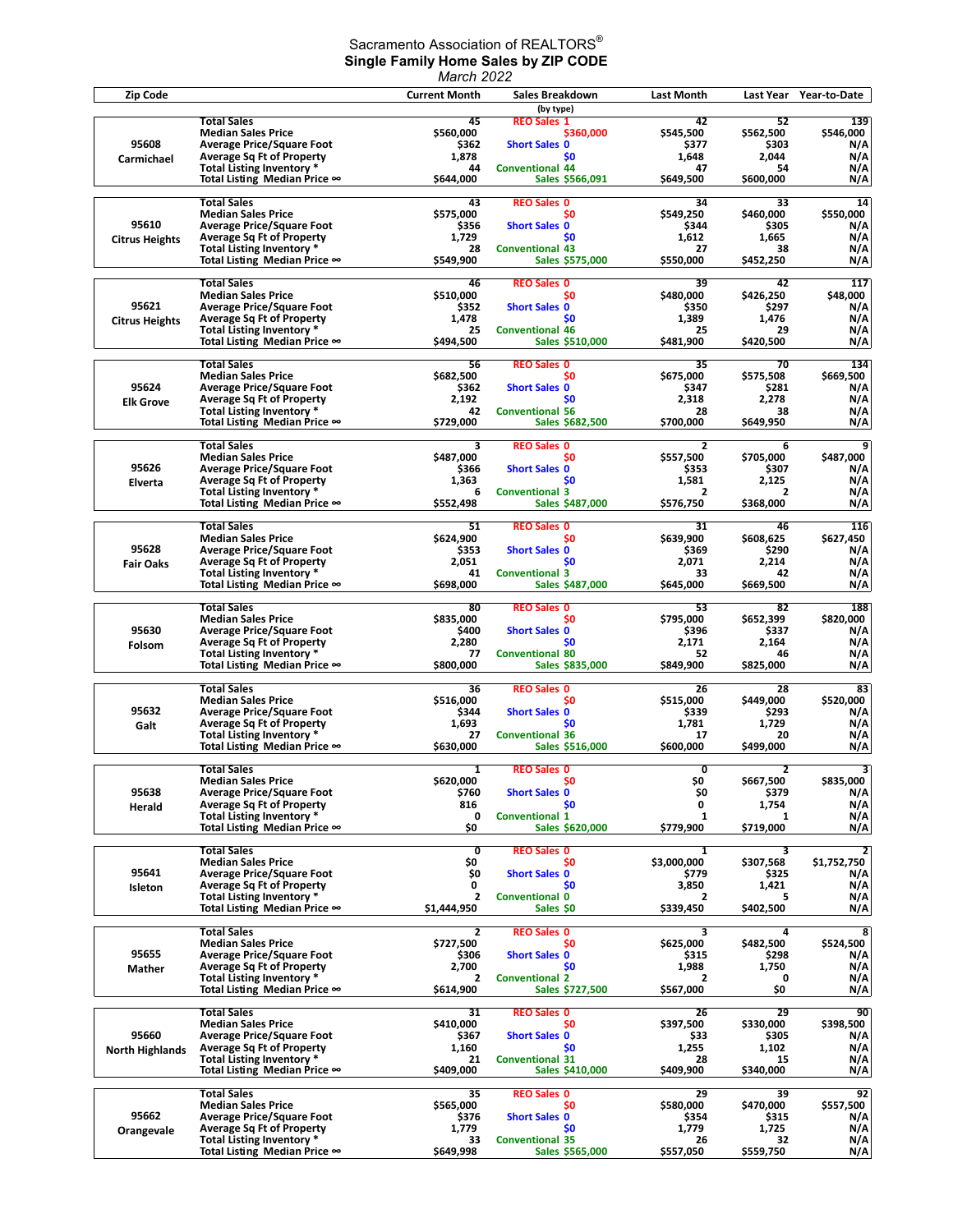Sacramento Association of REALTORS®

**Single Family Home Sales by ZIP CODE**

*March 2022*

| Zip Code | | Current Month | Sales Breakdown (by type) | Last Month | Last Year | Year-to-Date |
|---|---|---|---|---|---|---|
| 95608 Carmichael | Total Sales | 45 | REO Sales 1 | 42 | 52 | 139 |
| | Median Sales Price | $560,000 | $360,000 | $545,500 | $562,500 | $546,000 |
| | Average Price/Square Foot | $362 | Short Sales 0 | $377 | $303 | N/A |
| | Average Sq Ft of Property | 1,878 | $0 | 1,648 | 2,044 | N/A |
| | Total Listing Inventory * | 44 | Conventional 44 | 47 | 54 | N/A |
| | Total Listing Median Price ∞ | $644,000 | Sales $566,091 | $649,500 | $600,000 | N/A |
| 95610 Citrus Heights | Total Sales | 43 | REO Sales 0 | 34 | 33 | 14 |
| | Median Sales Price | $575,000 | $0 | $549,250 | $460,000 | $550,000 |
| | Average Price/Square Foot | $356 | Short Sales 0 | $344 | $305 | N/A |
| | Average Sq Ft of Property | 1,729 | $0 | 1,612 | 1,665 | N/A |
| | Total Listing Inventory * | 28 | Conventional 43 | 27 | 38 | N/A |
| | Total Listing Median Price ∞ | $549,900 | Sales $575,000 | $550,000 | $452,250 | N/A |
| 95621 Citrus Heights | Total Sales | 46 | REO Sales 0 | 39 | 42 | 117 |
| | Median Sales Price | $510,000 | $0 | $480,000 | $426,250 | $48,000 |
| | Average Price/Square Foot | $352 | Short Sales 0 | $350 | $297 | N/A |
| | Average Sq Ft of Property | 1,478 | $0 | 1,389 | 1,476 | N/A |
| | Total Listing Inventory * | 25 | Conventional 46 | 25 | 29 | N/A |
| | Total Listing Median Price ∞ | $494,500 | Sales $510,000 | $481,900 | $420,500 | N/A |
| 95624 Elk Grove | Total Sales | 56 | REO Sales 0 | 35 | 70 | 134 |
| | Median Sales Price | $682,500 | $0 | $675,000 | $575,508 | $669,500 |
| | Average Price/Square Foot | $362 | Short Sales 0 | $347 | $281 | N/A |
| | Average Sq Ft of Property | 2,192 | $0 | 2,318 | 2,278 | N/A |
| | Total Listing Inventory * | 42 | Conventional 56 | 28 | 38 | N/A |
| | Total Listing Median Price ∞ | $729,000 | Sales $682,500 | $700,000 | $649,950 | N/A |
| 95626 Elverta | Total Sales | 3 | REO Sales 0 | 2 | 6 | 9 |
| | Median Sales Price | $487,000 | $0 | $557,500 | $705,000 | $487,000 |
| | Average Price/Square Foot | $366 | Short Sales 0 | $353 | $307 | N/A |
| | Average Sq Ft of Property | 1,363 | $0 | 1,581 | 2,125 | N/A |
| | Total Listing Inventory * | 6 | Conventional 3 | 2 | 2 | N/A |
| | Total Listing Median Price ∞ | $552,498 | Sales $487,000 | $576,750 | $368,000 | N/A |
| 95628 Fair Oaks | Total Sales | 51 | REO Sales 0 | 31 | 46 | 116 |
| | Median Sales Price | $624,900 | $0 | $639,900 | $608,625 | $627,450 |
| | Average Price/Square Foot | $353 | Short Sales 0 | $369 | $290 | N/A |
| | Average Sq Ft of Property | 2,051 | $0 | 2,071 | 2,214 | N/A |
| | Total Listing Inventory * | 41 | Conventional 3 | 33 | 42 | N/A |
| | Total Listing Median Price ∞ | $698,000 | Sales $487,000 | $645,000 | $669,500 | N/A |
| 95630 Folsom | Total Sales | 80 | REO Sales 0 | 53 | 82 | 188 |
| | Median Sales Price | $835,000 | $0 | $795,000 | $652,399 | $820,000 |
| | Average Price/Square Foot | $400 | Short Sales 0 | $396 | $337 | N/A |
| | Average Sq Ft of Property | 2,280 | $0 | 2,171 | 2,164 | N/A |
| | Total Listing Inventory * | 77 | Conventional 80 | 52 | 46 | N/A |
| | Total Listing Median Price ∞ | $800,000 | Sales $835,000 | $849,900 | $825,000 | N/A |
| 95632 Galt | Total Sales | 36 | REO Sales 0 | 26 | 28 | 83 |
| | Median Sales Price | $516,000 | $0 | $515,000 | $449,000 | $520,000 |
| | Average Price/Square Foot | $344 | Short Sales 0 | $339 | $293 | N/A |
| | Average Sq Ft of Property | 1,693 | $0 | 1,781 | 1,729 | N/A |
| | Total Listing Inventory * | 27 | Conventional 36 | 17 | 20 | N/A |
| | Total Listing Median Price ∞ | $630,000 | Sales $516,000 | $600,000 | $499,000 | N/A |
| 95638 Herald | Total Sales | 1 | REO Sales 0 | 0 | 2 | 3 |
| | Median Sales Price | $620,000 | $0 | $0 | $667,500 | $835,000 |
| | Average Price/Square Foot | $760 | Short Sales 0 | $0 | $379 | N/A |
| | Average Sq Ft of Property | 816 | $0 | 0 | 1,754 | N/A |
| | Total Listing Inventory * | 0 | Conventional 1 | 1 | 1 | N/A |
| | Total Listing Median Price ∞ | $0 | Sales $620,000 | $779,900 | $719,000 | N/A |
| 95641 Isleton | Total Sales | 0 | REO Sales 0 | 1 | 3 | 2 |
| | Median Sales Price | $0 | $0 | $3,000,000 | $307,568 | $1,752,750 |
| | Average Price/Square Foot | $0 | Short Sales 0 | $779 | $325 | N/A |
| | Average Sq Ft of Property | 0 | $0 | 3,850 | 1,421 | N/A |
| | Total Listing Inventory * | 2 | Conventional 0 | 2 | 5 | N/A |
| | Total Listing Median Price ∞ | $1,444,950 | Sales $0 | $339,450 | $402,500 | N/A |
| 95655 Mather | Total Sales | 2 | REO Sales 0 | 3 | 4 | 8 |
| | Median Sales Price | $727,500 | $0 | $625,000 | $482,500 | $524,500 |
| | Average Price/Square Foot | $306 | Short Sales 0 | $315 | $298 | N/A |
| | Average Sq Ft of Property | 2,700 | $0 | 1,988 | 1,750 | N/A |
| | Total Listing Inventory * | 2 | Conventional 2 | 2 | 0 | N/A |
| | Total Listing Median Price ∞ | $614,900 | Sales $727,500 | $567,000 | $0 | N/A |
| 95660 North Highlands | Total Sales | 31 | REO Sales 0 | 26 | 29 | 90 |
| | Median Sales Price | $410,000 | $0 | $397,500 | $330,000 | $398,500 |
| | Average Price/Square Foot | $367 | Short Sales 0 | $33 | $305 | N/A |
| | Average Sq Ft of Property | 1,160 | $0 | 1,255 | 1,102 | N/A |
| | Total Listing Inventory * | 21 | Conventional 31 | 28 | 15 | N/A |
| | Total Listing Median Price ∞ | $409,000 | Sales $410,000 | $409,900 | $340,000 | N/A |
| 95662 Orangevale | Total Sales | 35 | REO Sales 0 | 29 | 39 | 92 |
| | Median Sales Price | $565,000 | $0 | $580,000 | $470,000 | $557,500 |
| | Average Price/Square Foot | $376 | Short Sales 0 | $354 | $315 | N/A |
| | Average Sq Ft of Property | 1,779 | $0 | 1,779 | 1,725 | N/A |
| | Total Listing Inventory * | 33 | Conventional 35 | 26 | 32 | N/A |
| | Total Listing Median Price ∞ | $649,998 | Sales $565,000 | $557,050 | $559,750 | N/A |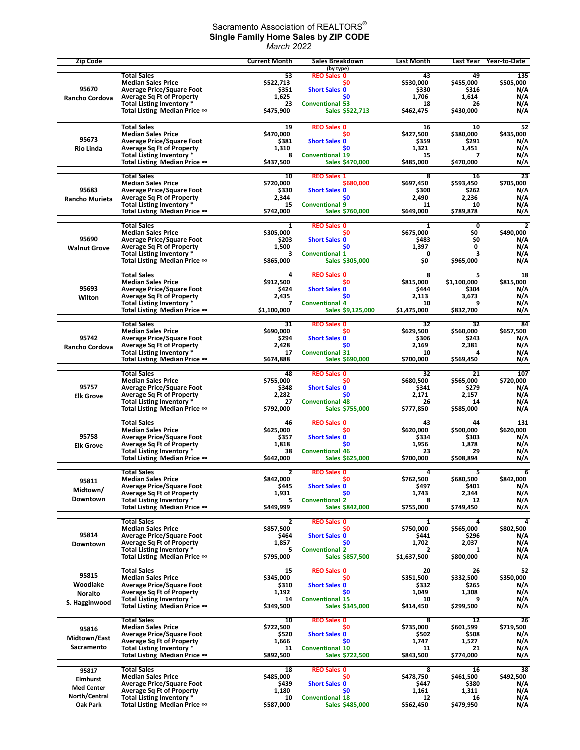Sacramento Association of REALTORS®
**Single Family Home Sales by ZIP CODE**
*March 2022*

| Zip Code | | Current Month | Sales Breakdown (by type) | | Last Month | Last Year | Year-to-Date |
|---|---|---|---|---|---|---|---|
| 95670 Rancho Cordova | Total Sales | 53 | REO Sales | 0 | 43 | 49 | 135 |
| | Median Sales Price | $522,713 | | $0 | $530,000 | $455,000 | $505,000 |
| | Average Price/Square Foot | $351 | Short Sales | 0 | $330 | $316 | N/A |
| | Average Sq Ft of Property | 1,625 | | $0 | 1,706 | 1,614 | N/A |
| | Total Listing Inventory * | 23 | Conventional | 53 | 18 | 26 | N/A |
| | Total Listing Median Price ∞ | $475,900 | Sales | $522,713 | $462,475 | $430,000 | N/A |
| 95673 Rio Linda | Total Sales | 19 | REO Sales | 0 | 16 | 10 | 52 |
| | Median Sales Price | $470,000 | | $0 | $427,500 | $380,000 | $435,000 |
| | Average Price/Square Foot | $381 | Short Sales | 0 | $359 | $291 | N/A |
| | Average Sq Ft of Property | 1,310 | | $0 | 1,321 | 1,451 | N/A |
| | Total Listing Inventory * | 8 | Conventional | 19 | 15 | 7 | N/A |
| | Total Listing Median Price ∞ | $437,500 | Sales | $470,000 | $485,000 | $470,000 | N/A |
| 95683 Rancho Murieta | Total Sales | 10 | REO Sales | 1 | 8 | 16 | 23 |
| | Median Sales Price | $720,000 | | $680,000 | $697,450 | $593,450 | $705,000 |
| | Average Price/Square Foot | $330 | Short Sales | 0 | $300 | $262 | N/A |
| | Average Sq Ft of Property | 2,344 | | $0 | 2,490 | 2,236 | N/A |
| | Total Listing Inventory * | 15 | Conventional | 9 | 11 | 10 | N/A |
| | Total Listing Median Price ∞ | $742,000 | Sales | $760,000 | $649,000 | $789,878 | N/A |
| 95690 Walnut Grove | Total Sales | 1 | REO Sales | 0 | 1 | 0 | 2 |
| | Median Sales Price | $305,000 | | $0 | $675,000 | $0 | $490,000 |
| | Average Price/Square Foot | $203 | Short Sales | 0 | $483 | $0 | N/A |
| | Average Sq Ft of Property | 1,500 | | $0 | 1,397 | 0 | N/A |
| | Total Listing Inventory * | 3 | Conventional | 1 | 0 | 3 | N/A |
| | Total Listing Median Price ∞ | $865,000 | Sales | $305,000 | $0 | $965,000 | N/A |
| 95693 Wilton | Total Sales | 4 | REO Sales | 0 | 8 | 5 | 18 |
| | Median Sales Price | $912,500 | | $0 | $815,000 | $1,100,000 | $815,000 |
| | Average Price/Square Foot | $424 | Short Sales | 0 | $444 | $304 | N/A |
| | Average Sq Ft of Property | 2,435 | | $0 | 2,113 | 3,673 | N/A |
| | Total Listing Inventory * | 7 | Conventional | 4 | 10 | 9 | N/A |
| | Total Listing Median Price ∞ | $1,100,000 | Sales | $9,125,000 | $1,475,000 | $832,700 | N/A |
| 95742 Rancho Cordova | Total Sales | 31 | REO Sales | 0 | 32 | 32 | 84 |
| | Median Sales Price | $690,000 | | $0 | $629,500 | $560,000 | $657,500 |
| | Average Price/Square Foot | $294 | Short Sales | 0 | $306 | $243 | N/A |
| | Average Sq Ft of Property | 2,428 | | $0 | 2,169 | 2,381 | N/A |
| | Total Listing Inventory * | 17 | Conventional | 31 | 10 | 4 | N/A |
| | Total Listing Median Price ∞ | $674,888 | Sales | $690,000 | $700,000 | $569,450 | N/A |
| 95757 Elk Grove | Total Sales | 48 | REO Sales | 0 | 32 | 21 | 107 |
| | Median Sales Price | $755,000 | | $0 | $680,500 | $565,000 | $720,000 |
| | Average Price/Square Foot | $348 | Short Sales | 0 | $341 | $279 | N/A |
| | Average Sq Ft of Property | 2,282 | | $0 | 2,171 | 2,157 | N/A |
| | Total Listing Inventory * | 27 | Conventional | 48 | 26 | 14 | N/A |
| | Total Listing Median Price ∞ | $792,000 | Sales | $755,000 | $777,850 | $585,000 | N/A |
| 95758 Elk Grove | Total Sales | 46 | REO Sales | 0 | 43 | 44 | 131 |
| | Median Sales Price | $625,000 | | $0 | $620,000 | $500,000 | $620,000 |
| | Average Price/Square Foot | $357 | Short Sales | 0 | $334 | $303 | N/A |
| | Average Sq Ft of Property | 1,818 | | $0 | 1,956 | 1,878 | N/A |
| | Total Listing Inventory * | 38 | Conventional | 46 | 23 | 29 | N/A |
| | Total Listing Median Price ∞ | $642,000 | Sales | $625,000 | $700,000 | $508,894 | N/A |
| 95811 Midtown/ Downtown | Total Sales | 2 | REO Sales | 0 | 4 | 5 | 6 |
| | Median Sales Price | $842,000 | | $0 | $762,500 | $680,500 | $842,000 |
| | Average Price/Square Foot | $445 | Short Sales | 0 | $497 | $401 | N/A |
| | Average Sq Ft of Property | 1,931 | | $0 | 1,743 | 2,344 | N/A |
| | Total Listing Inventory * | 5 | Conventional | 2 | 8 | 12 | N/A |
| | Total Listing Median Price ∞ | $449,999 | Sales | $842,000 | $755,000 | $749,450 | N/A |
| 95814 Downtown | Total Sales | 2 | REO Sales | 0 | 1 | 4 | 4 |
| | Median Sales Price | $857,500 | | $0 | $750,000 | $565,000 | $802,500 |
| | Average Price/Square Foot | $464 | Short Sales | 0 | $441 | $296 | N/A |
| | Average Sq Ft of Property | 1,857 | | $0 | 1,702 | 2,037 | N/A |
| | Total Listing Inventory * | 5 | Conventional | 2 | 2 | 1 | N/A |
| | Total Listing Median Price ∞ | $795,000 | Sales | $857,500 | $1,637,500 | $800,000 | N/A |
| 95815 Woodlake Noralto S. Hagginwood | Total Sales | 15 | REO Sales | 0 | 20 | 26 | 52 |
| | Median Sales Price | $345,000 | | $0 | $351,500 | $332,500 | $350,000 |
| | Average Price/Square Foot | $310 | Short Sales | 0 | $332 | $265 | N/A |
| | Average Sq Ft of Property | 1,192 | | $0 | 1,049 | 1,308 | N/A |
| | Total Listing Inventory * | 14 | Conventional | 15 | 10 | 9 | N/A |
| | Total Listing Median Price ∞ | $349,500 | Sales | $345,000 | $414,450 | $299,500 | N/A |
| 95816 Midtown/East Sacramento | Total Sales | 10 | REO Sales | 0 | 8 | 12 | 26 |
| | Median Sales Price | $722,500 | | $0 | $735,000 | $601,599 | $719,500 |
| | Average Price/Square Foot | $520 | Short Sales | 0 | $502 | $508 | N/A |
| | Average Sq Ft of Property | 1,666 | | $0 | 1,747 | 1,527 | N/A |
| | Total Listing Inventory * | 11 | Conventional | 10 | 11 | 21 | N/A |
| | Total Listing Median Price ∞ | $892,500 | Sales | $722,500 | $843,500 | $774,000 | N/A |
| 95817 Elmhurst Med Center North/Central Oak Park | Total Sales | 18 | REO Sales | 0 | 8 | 16 | 38 |
| | Median Sales Price | $485,000 | | $0 | $478,750 | $461,500 | $492,500 |
| | Average Price/Square Foot | $439 | Short Sales | 0 | $447 | $380 | N/A |
| | Average Sq Ft of Property | 1,180 | | $0 | 1,161 | 1,311 | N/A |
| | Total Listing Inventory * | 10 | Conventional | 18 | 12 | 16 | N/A |
| | Total Listing Median Price ∞ | $587,000 | Sales | $485,000 | $562,450 | $479,950 | N/A |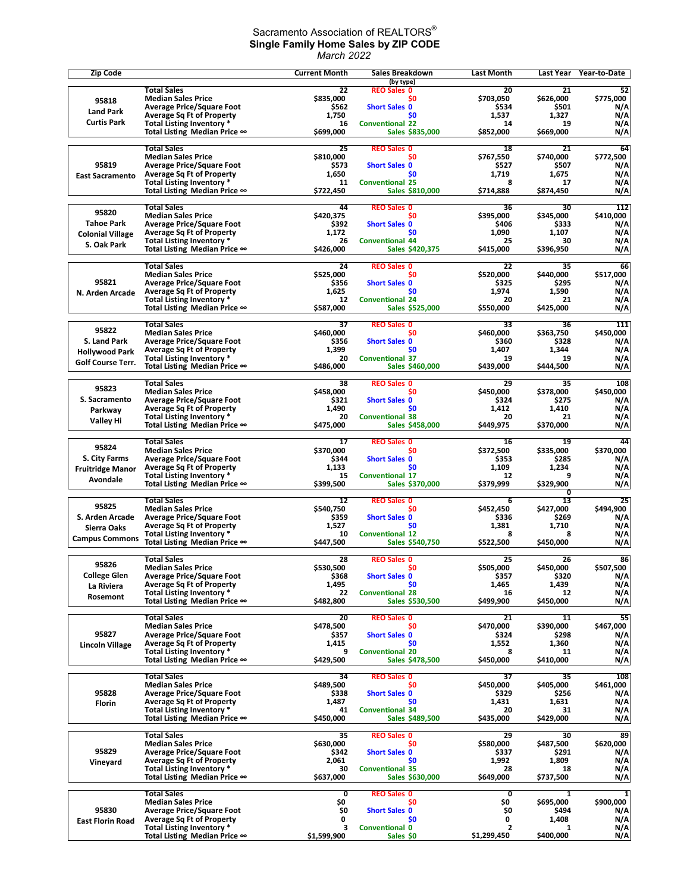Sacramento Association of REALTORS®

**Single Family Home Sales by ZIP CODE**

*March 2022*

| Zip Code | | Current Month | Sales Breakdown (by type) | Last Month | Last Year | Year-to-Date |
|---|---|---|---|---|---|---|
| 95818 Land Park Curtis Park | Total Sales | 22 | REO Sales 0 | 20 | 21 | 52 |
| | Median Sales Price | $835,000 | $0 | $703,050 | $626,000 | $775,000 |
| | Average Price/Square Foot | $562 | Short Sales 0 | $534 | $501 | N/A |
| | Average Sq Ft of Property | 1,750 | $0 | 1,537 | 1,327 | N/A |
| | Total Listing Inventory * | 16 | Conventional 22 | 14 | 19 | N/A |
| | Total Listing Median Price ∞ | $699,000 | Sales $835,000 | $852,000 | $669,000 | N/A |
| 95819 East Sacramento | Total Sales | 25 | REO Sales 0 | 18 | 21 | 64 |
| | Median Sales Price | $810,000 | $0 | $767,550 | $740,000 | $772,500 |
| | Average Price/Square Foot | $573 | Short Sales 0 | $527 | $507 | N/A |
| | Average Sq Ft of Property | 1,650 | $0 | 1,719 | 1,675 | N/A |
| | Total Listing Inventory * | 11 | Conventional 25 | 8 | 17 | N/A |
| | Total Listing Median Price ∞ | $722,450 | Sales $810,000 | $714,888 | $874,450 | N/A |
| 95820 Tahoe Park Colonial Village S. Oak Park | Total Sales | 44 | REO Sales 0 | 36 | 30 | 112 |
| | Median Sales Price | $420,375 | $0 | $395,000 | $345,000 | $410,000 |
| | Average Price/Square Foot | $392 | Short Sales 0 | $406 | $333 | N/A |
| | Average Sq Ft of Property | 1,172 | $0 | 1,090 | 1,107 | N/A |
| | Total Listing Inventory * | 26 | Conventional 44 | 25 | 30 | N/A |
| | Total Listing Median Price ∞ | $426,000 | Sales $420,375 | $415,000 | $396,950 | N/A |
| 95821 N. Arden Arcade | Total Sales | 24 | REO Sales 0 | 22 | 35 | 66 |
| | Median Sales Price | $525,000 | $0 | $520,000 | $440,000 | $517,000 |
| | Average Price/Square Foot | $356 | Short Sales 0 | $325 | $295 | N/A |
| | Average Sq Ft of Property | 1,625 | $0 | 1,974 | 1,590 | N/A |
| | Total Listing Inventory * | 12 | Conventional 24 | 20 | 21 | N/A |
| | Total Listing Median Price ∞ | $587,000 | Sales $525,000 | $550,000 | $425,000 | N/A |
| 95822 S. Land Park Hollywood Park Golf Course Terr. | Total Sales | 37 | REO Sales 0 | 33 | 36 | 111 |
| | Median Sales Price | $460,000 | $0 | $460,000 | $363,750 | $450,000 |
| | Average Price/Square Foot | $356 | Short Sales 0 | $360 | $328 | N/A |
| | Average Sq Ft of Property | 1,399 | $0 | 1,407 | 1,344 | N/A |
| | Total Listing Inventory * | 20 | Conventional 37 | 19 | 19 | N/A |
| | Total Listing Median Price ∞ | $486,000 | Sales $460,000 | $439,000 | $444,500 | N/A |
| 95823 S. Sacramento Parkway Valley Hi | Total Sales | 38 | REO Sales 0 | 29 | 35 | 108 |
| | Median Sales Price | $458,000 | $0 | $450,000 | $378,000 | $450,000 |
| | Average Price/Square Foot | $321 | Short Sales 0 | $324 | $275 | N/A |
| | Average Sq Ft of Property | 1,490 | $0 | 1,412 | 1,410 | N/A |
| | Total Listing Inventory * | 20 | Conventional 38 | 20 | 21 | N/A |
| | Total Listing Median Price ∞ | $475,000 | Sales $458,000 | $449,975 | $370,000 | N/A |
| 95824 S. City Farms Fruitridge Manor Avondale | Total Sales | 17 | REO Sales 0 | 16 | 19 | 44 |
| | Median Sales Price | $370,000 | $0 | $372,500 | $335,000 | $370,000 |
| | Average Price/Square Foot | $344 | Short Sales 0 | $353 | $285 | N/A |
| | Average Sq Ft of Property | 1,133 | $0 | 1,109 | 1,234 | N/A |
| | Total Listing Inventory * | 15 | Conventional 17 | 12 | 9 | N/A |
| | Total Listing Median Price ∞ | $399,500 | Sales $370,000 | $379,999 | $329,900 | N/A |
| | | | | | 0 | |
| 95825 S. Arden Arcade Sierra Oaks Campus Commons | Total Sales | 12 | REO Sales 0 | 6 | 13 | 25 |
| | Median Sales Price | $540,750 | $0 | $452,450 | $427,000 | $494,900 |
| | Average Price/Square Foot | $359 | Short Sales 0 | $336 | $269 | N/A |
| | Average Sq Ft of Property | 1,527 | $0 | 1,381 | 1,710 | N/A |
| | Total Listing Inventory * | 10 | Conventional 12 | 8 | 8 | N/A |
| | Total Listing Median Price ∞ | $447,500 | Sales $540,750 | $522,500 | $450,000 | N/A |
| 95826 College Glen La Riviera Rosemont | Total Sales | 28 | REO Sales 0 | 25 | 26 | 86 |
| | Median Sales Price | $530,500 | $0 | $505,000 | $450,000 | $507,500 |
| | Average Price/Square Foot | $368 | Short Sales 0 | $357 | $320 | N/A |
| | Average Sq Ft of Property | 1,495 | $0 | 1,465 | 1,439 | N/A |
| | Total Listing Inventory * | 22 | Conventional 28 | 16 | 12 | N/A |
| | Total Listing Median Price ∞ | $482,800 | Sales $530,500 | $499,900 | $450,000 | N/A |
| 95827 Lincoln Village | Total Sales | 20 | REO Sales 0 | 21 | 11 | 55 |
| | Median Sales Price | $478,500 | $0 | $470,000 | $390,000 | $467,000 |
| | Average Price/Square Foot | $357 | Short Sales 0 | $324 | $298 | N/A |
| | Average Sq Ft of Property | 1,415 | $0 | 1,552 | 1,360 | N/A |
| | Total Listing Inventory * | 9 | Conventional 20 | 8 | 11 | N/A |
| | Total Listing Median Price ∞ | $429,500 | Sales $478,500 | $450,000 | $410,000 | N/A |
| 95828 Florin | Total Sales | 34 | REO Sales 0 | 37 | 35 | 108 |
| | Median Sales Price | $489,500 | $0 | $450,000 | $405,000 | $461,000 |
| | Average Price/Square Foot | $338 | Short Sales 0 | $329 | $256 | N/A |
| | Average Sq Ft of Property | 1,487 | $0 | 1,431 | 1,631 | N/A |
| | Total Listing Inventory * | 41 | Conventional 34 | 20 | 31 | N/A |
| | Total Listing Median Price ∞ | $450,000 | Sales $489,500 | $435,000 | $429,000 | N/A |
| 95829 Vineyard | Total Sales | 35 | REO Sales 0 | 29 | 30 | 89 |
| | Median Sales Price | $630,000 | $0 | $580,000 | $487,500 | $620,000 |
| | Average Price/Square Foot | $342 | Short Sales 0 | $337 | $291 | N/A |
| | Average Sq Ft of Property | 2,061 | $0 | 1,992 | 1,809 | N/A |
| | Total Listing Inventory * | 30 | Conventional 35 | 28 | 18 | N/A |
| | Total Listing Median Price ∞ | $637,000 | Sales $630,000 | $649,000 | $737,500 | N/A |
| 95830 East Florin Road | Total Sales | 0 | REO Sales 0 | 0 | 1 | 1 |
| | Median Sales Price | $0 | $0 | $0 | $695,000 | $900,000 |
| | Average Price/Square Foot | $0 | Short Sales 0 | $0 | $494 | N/A |
| | Average Sq Ft of Property | 0 | $0 | 0 | 1,408 | N/A |
| | Total Listing Inventory * | 3 | Conventional 0 | 2 | 1 | N/A |
| | Total Listing Median Price ∞ | $1,599,900 | Sales $0 | $1,299,450 | $400,000 | N/A |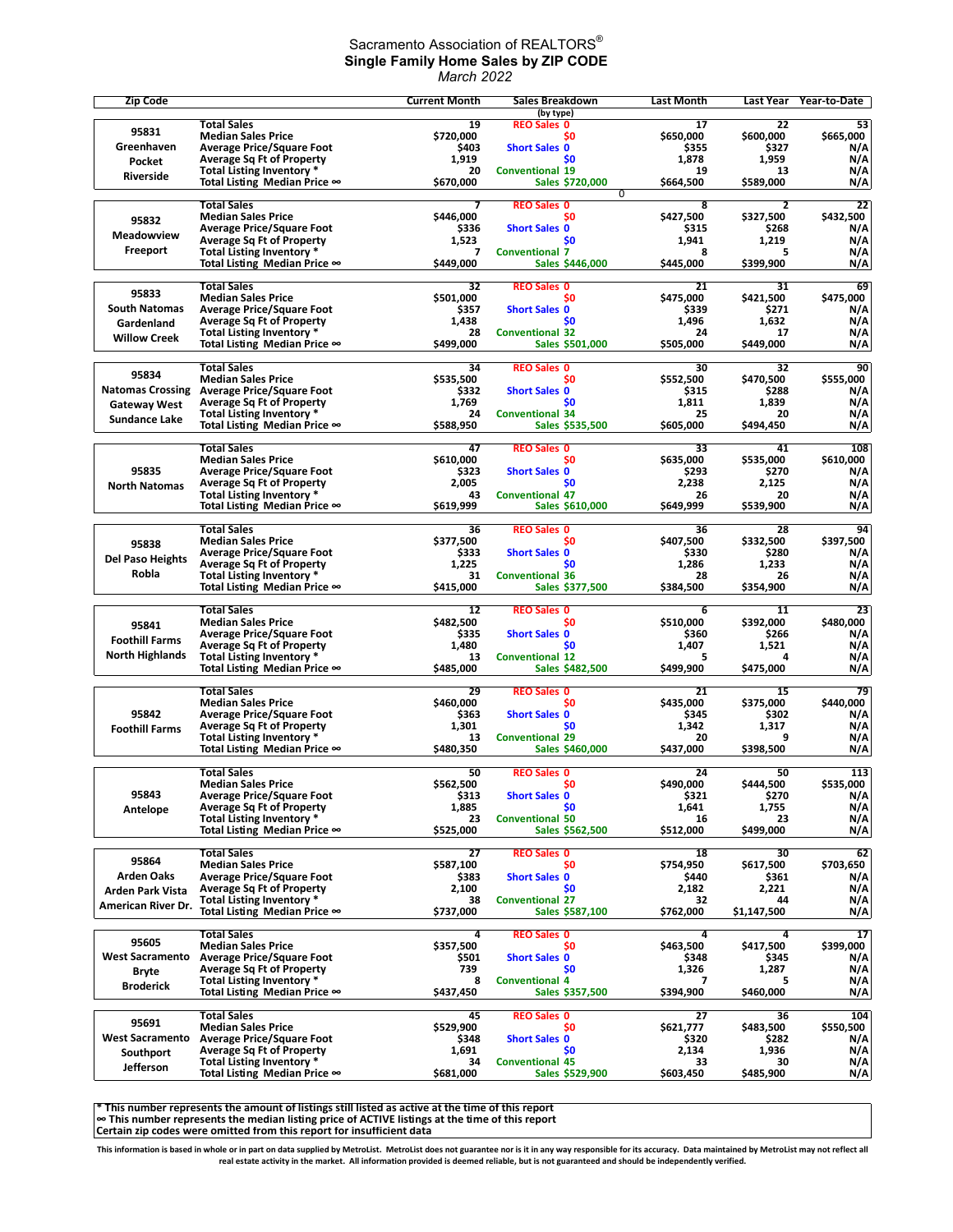Sacramento Association of REALTORS®

**Single Family Home Sales by ZIP CODE**

*March 2022*

| Zip Code | | Current Month | Sales Breakdown (by type) | Last Month | Last Year | Year-to-Date |
|---|---|---|---|---|---|---|
| 95831 Greenhaven Pocket Riverside | Total Sales | 19 | REO Sales 0 | 17 | 22 | 53 |
| | Median Sales Price | $720,000 | $0 | $650,000 | $600,000 | $665,000 |
| | Average Price/Square Foot | $403 | Short Sales 0 | $355 | $327 | N/A |
| | Average Sq Ft of Property | 1,919 | $0 | 1,878 | 1,959 | N/A |
| | Total Listing Inventory * | 20 | Conventional 19 | 19 | 13 | N/A |
| | Total Listing Median Price ∞ | $670,000 | Sales $720,000 | $664,500 | $589,000 | N/A |
| 95832 Meadowview Freeport | Total Sales | 7 | REO Sales 0 | 8 | 2 | 22 |
| | Median Sales Price | $446,000 | $0 | $427,500 | $327,500 | $432,500 |
| | Average Price/Square Foot | $336 | Short Sales 0 | $315 | $268 | N/A |
| | Average Sq Ft of Property | 1,523 | $0 | 1,941 | 1,219 | N/A |
| | Total Listing Inventory * | 7 | Conventional 7 | 8 | 5 | N/A |
| | Total Listing Median Price ∞ | $449,000 | Sales $446,000 | $445,000 | $399,900 | N/A |
| 95833 South Natomas Gardenland Willow Creek | Total Sales | 32 | REO Sales 0 | 21 | 31 | 69 |
| | Median Sales Price | $501,000 | $0 | $475,000 | $421,500 | $475,000 |
| | Average Price/Square Foot | $357 | Short Sales 0 | $339 | $271 | N/A |
| | Average Sq Ft of Property | 1,438 | $0 | 1,496 | 1,632 | N/A |
| | Total Listing Inventory * | 28 | Conventional 32 | 24 | 17 | N/A |
| | Total Listing Median Price ∞ | $499,000 | Sales $501,000 | $505,000 | $449,000 | N/A |
| 95834 Natomas Crossing Gateway West Sundance Lake | Total Sales | 34 | REO Sales 0 | 30 | 32 | 90 |
| | Median Sales Price | $535,500 | $0 | $552,500 | $470,500 | $555,000 |
| | Average Price/Square Foot | $332 | Short Sales 0 | $315 | $288 | N/A |
| | Average Sq Ft of Property | 1,769 | $0 | 1,811 | 1,839 | N/A |
| | Total Listing Inventory * | 24 | Conventional 34 | 25 | 20 | N/A |
| | Total Listing Median Price ∞ | $588,950 | Sales $535,500 | $605,000 | $494,450 | N/A |
| 95835 North Natomas | Total Sales | 47 | REO Sales 0 | 33 | 41 | 108 |
| | Median Sales Price | $610,000 | $0 | $635,000 | $535,000 | $610,000 |
| | Average Price/Square Foot | $323 | Short Sales 0 | $293 | $270 | N/A |
| | Average Sq Ft of Property | 2,005 | $0 | 2,238 | 2,125 | N/A |
| | Total Listing Inventory * | 43 | Conventional 47 | 26 | 20 | N/A |
| | Total Listing Median Price ∞ | $619,999 | Sales $610,000 | $649,999 | $539,900 | N/A |
| 95838 Del Paso Heights Robla | Total Sales | 36 | REO Sales 0 | 36 | 28 | 94 |
| | Median Sales Price | $377,500 | $0 | $407,500 | $332,500 | $397,500 |
| | Average Price/Square Foot | $333 | Short Sales 0 | $330 | $280 | N/A |
| | Average Sq Ft of Property | 1,225 | $0 | 1,286 | 1,233 | N/A |
| | Total Listing Inventory * | 31 | Conventional 36 | 28 | 26 | N/A |
| | Total Listing Median Price ∞ | $415,000 | Sales $377,500 | $384,500 | $354,900 | N/A |
| 95841 Foothill Farms North Highlands | Total Sales | 12 | REO Sales 0 | 6 | 11 | 23 |
| | Median Sales Price | $482,500 | $0 | $510,000 | $392,000 | $480,000 |
| | Average Price/Square Foot | $335 | Short Sales 0 | $360 | $266 | N/A |
| | Average Sq Ft of Property | 1,480 | $0 | 1,407 | 1,521 | N/A |
| | Total Listing Inventory * | 13 | Conventional 12 | 5 | 4 | N/A |
| | Total Listing Median Price ∞ | $485,000 | Sales $482,500 | $499,900 | $475,000 | N/A |
| 95842 Foothill Farms | Total Sales | 29 | REO Sales 0 | 21 | 15 | 79 |
| | Median Sales Price | $460,000 | $0 | $435,000 | $375,000 | $440,000 |
| | Average Price/Square Foot | $363 | Short Sales 0 | $345 | $302 | N/A |
| | Average Sq Ft of Property | 1,301 | $0 | 1,342 | 1,317 | N/A |
| | Total Listing Inventory * | 13 | Conventional 29 | 20 | 9 | N/A |
| | Total Listing Median Price ∞ | $480,350 | Sales $460,000 | $437,000 | $398,500 | N/A |
| 95843 Antelope | Total Sales | 50 | REO Sales 0 | 24 | 50 | 113 |
| | Median Sales Price | $562,500 | $0 | $490,000 | $444,500 | $535,000 |
| | Average Price/Square Foot | $313 | Short Sales 0 | $321 | $270 | N/A |
| | Average Sq Ft of Property | 1,885 | $0 | 1,641 | 1,755 | N/A |
| | Total Listing Inventory * | 23 | Conventional 50 | 16 | 23 | N/A |
| | Total Listing Median Price ∞ | $525,000 | Sales $562,500 | $512,000 | $499,000 | N/A |
| 95864 Arden Oaks Arden Park Vista American River Dr. | Total Sales | 27 | REO Sales 0 | 18 | 30 | 62 |
| | Median Sales Price | $587,100 | $0 | $754,950 | $617,500 | $703,650 |
| | Average Price/Square Foot | $383 | Short Sales 0 | $440 | $361 | N/A |
| | Average Sq Ft of Property | 2,100 | $0 | 2,182 | 2,221 | N/A |
| | Total Listing Inventory * | 38 | Conventional 27 | 32 | 44 | N/A |
| | Total Listing Median Price ∞ | $737,000 | Sales $587,100 | $762,000 | $1,147,500 | N/A |
| 95605 West Sacramento Bryte Broderick | Total Sales | 4 | REO Sales 0 | 4 | 4 | 17 |
| | Median Sales Price | $357,500 | $0 | $463,500 | $417,500 | $399,000 |
| | Average Price/Square Foot | $501 | Short Sales 0 | $348 | $345 | N/A |
| | Average Sq Ft of Property | 739 | $0 | 1,326 | 1,287 | N/A |
| | Total Listing Inventory * | 8 | Conventional 4 | 7 | 5 | N/A |
| | Total Listing Median Price ∞ | $437,450 | Sales $357,500 | $394,900 | $460,000 | N/A |
| 95691 West Sacramento Southport Jefferson | Total Sales | 45 | REO Sales 0 | 27 | 36 | 104 |
| | Median Sales Price | $529,900 | $0 | $621,777 | $483,500 | $550,500 |
| | Average Price/Square Foot | $348 | Short Sales 0 | $320 | $282 | N/A |
| | Average Sq Ft of Property | 1,691 | $0 | 2,134 | 1,936 | N/A |
| | Total Listing Inventory * | 34 | Conventional 45 | 33 | 30 | N/A |
| | Total Listing Median Price ∞ | $681,000 | Sales $529,900 | $603,450 | $485,900 | N/A |

\* This number represents the amount of listings still listed as active at the time of this report
∞ This number represents the median listing price of ACTIVE listings at the time of this report
Certain zip codes were omitted from this report for insufficient data

This information is based in whole or in part on data supplied by MetroList. MetroList does not guarantee nor is it in any way responsible for its accuracy. Data maintained by MetroList may not reflect all real estate activity in the market. All information provided is deemed reliable, but is not guaranteed and should be independently verified.